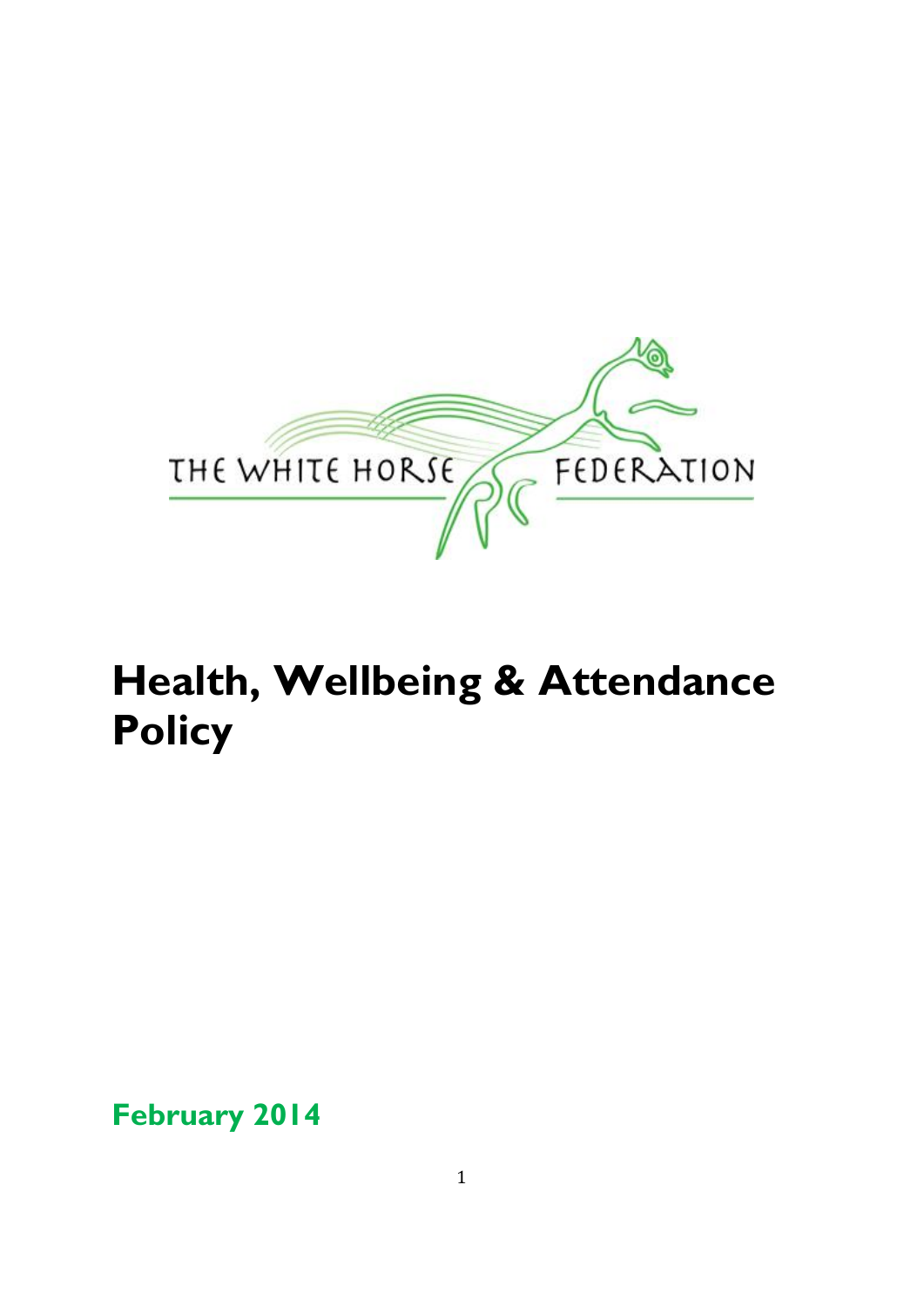THE WHITE HORSE FEDERATION

# Health, Wellbeing & Attendance Policy

**February 2014**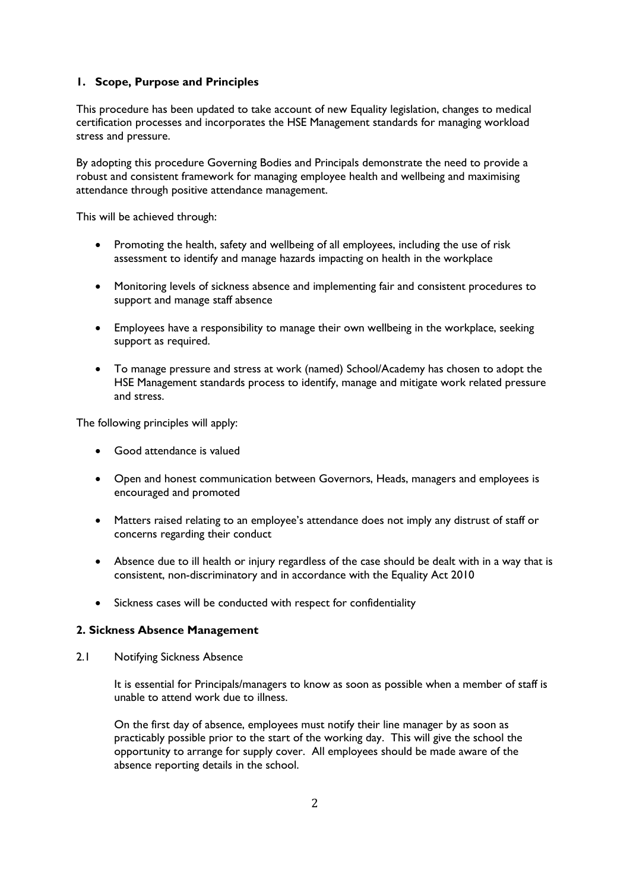## 1. Scope, Purpose and Principles

This procedure has been updated to take account of new Equality legislation, changes to medical certification processes and incorporates the HSE Management standards for managing workload stress and pressure.

By adopting this procedure Governing Bodies and Principals demonstrate the need to provide a robust and consistent framework for managing employee health and wellbeing and maximising attendance through positive attendance management.

This will be achieved through:

- Promoting the health, safety and wellbeing of all employees, including the use of risk assessment to identify and manage hazards impacting on health in the workplace
- Monitoring levels of sickness absence and implementing fair and consistent procedures to support and manage staff absence
- Employees have a responsibility to manage their own wellbeing in the workplace, seeking support as required.
- To manage pressure and stress at work (named) School/Academy has chosen to adopt the HSE Management standards process to identify, manage and mitigate work related pressure and stress.

The following principles will apply:

- Good attendance is valued
- Open and honest communication between Governors, Heads, managers and employees is encouraged and promoted
- Matters raised relating to an employee's attendance does not imply any distrust of staff or concerns regarding their conduct
- Absence due to ill health or injury regardless of the case should be dealt with in a way that is consistent, non-discriminatory and in accordance with the Equality Act 2010
- Sickness cases will be conducted with respect for confidentiality

## 2. Sickness Absence Management

2.1 Notifying Sickness Absence

It is essential for Principals/managers to know as soon as possible when a member of staff is unable to attend work due to illness.

On the first day of absence, employees must notify their line manager by as soon as practicably possible prior to the start of the working day. This will give the school the opportunity to arrange for supply cover. All employees should be made aware of the absence reporting details in the school.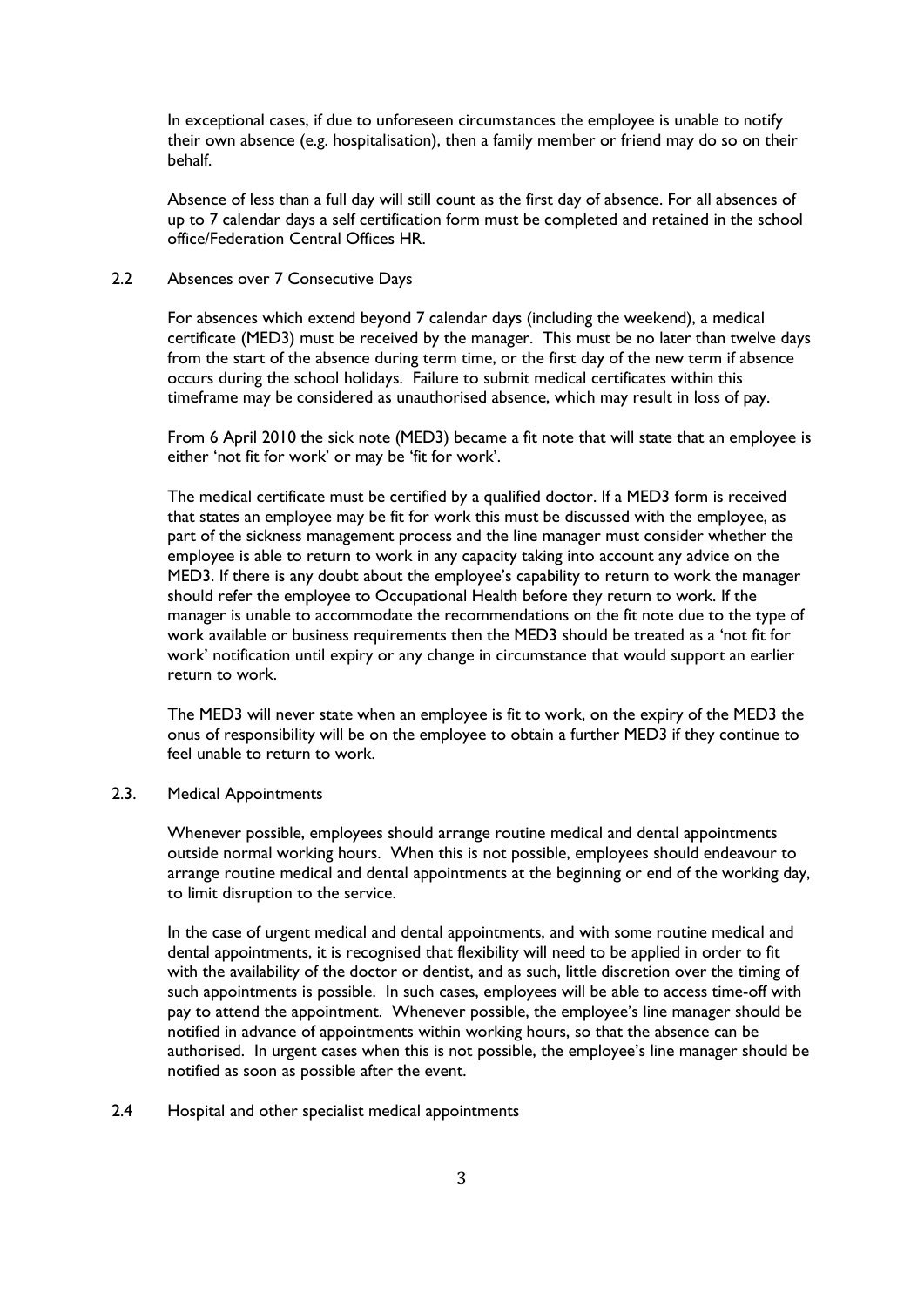In exceptional cases, if due to unforeseen circumstances the employee is unable to notify their own absence (e.g. hospitalisation), then a family member or friend may do so on their behalf.

Absence of less than a full day will still count as the first day of absence. For all absences of up to 7 calendar days a self certification form must be completed and retained in the school office/Federation Central Offices HR.

### 2.2 Absences over 7 Consecutive Days

For absences which extend beyond 7 calendar days (including the weekend), a medical certificate (MED3) must be received by the manager. This must be no later than twelve days from the start of the absence during term time, or the first day of the new term if absence occurs during the school holidays. Failure to submit medical certificates within this timeframe may be considered as unauthorised absence, which may result in loss of pay.

From 6 April 2010 the sick note (MED3) became a fit note that will state that an employee is either 'not fit for work' or may be 'fit for work'.

The medical certificate must be certified by a qualified doctor. If a MED3 form is received that states an employee may be fit for work this must be discussed with the employee, as part of the sickness management process and the line manager must consider whether the employee is able to return to work in any capacity taking into account any advice on the MED3. If there is any doubt about the employee's capability to return to work the manager should refer the employee to Occupational Health before they return to work. If the manager is unable to accommodate the recommendations on the fit note due to the type of work available or business requirements then the MED3 should be treated as a 'not fit for work' notification until expiry or any change in circumstance that would support an earlier return to work.

The MED3 will never state when an employee is fit to work, on the expiry of the MED3 the onus of responsibility will be on the employee to obtain a further MED3 if they continue to feel unable to return to work.

### 2.3. Medical Appointments

Whenever possible, employees should arrange routine medical and dental appointments outside normal working hours. When this is not possible, employees should endeavour to arrange routine medical and dental appointments at the beginning or end of the working day, to limit disruption to the service.

In the case of urgent medical and dental appointments, and with some routine medical and dental appointments, it is recognised that flexibility will need to be applied in order to fit with the availability of the doctor or dentist, and as such, little discretion over the timing of such appointments is possible. In such cases, employees will be able to access time-off with pay to attend the appointment. Whenever possible, the employee's line manager should be notified in advance of appointments within working hours, so that the absence can be authorised. In urgent cases when this is not possible, the employee's line manager should be notified as soon as possible after the event.

### 2.4 Hospital and other specialist medical appointments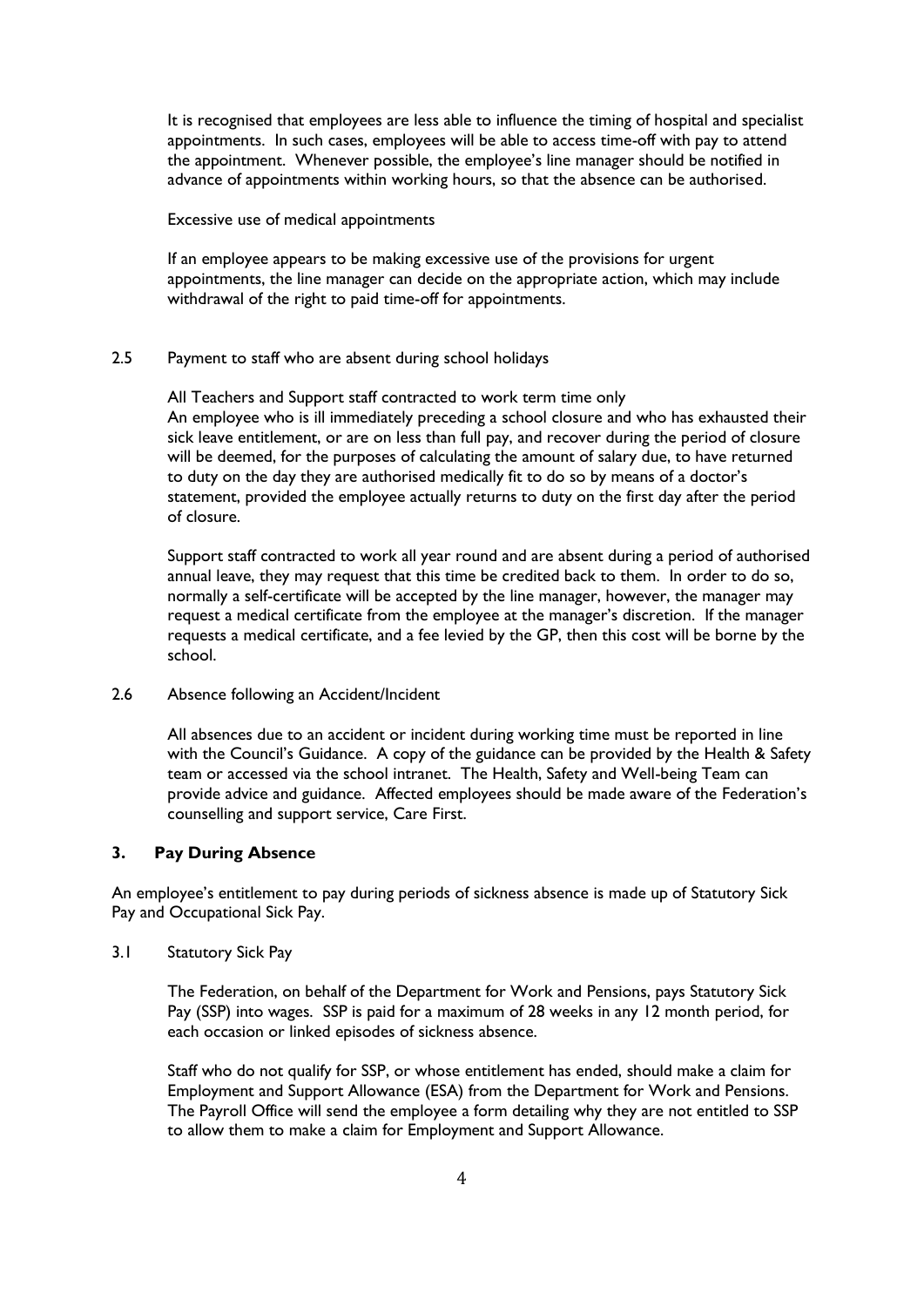It is recognised that employees are less able to influence the timing of hospital and specialist appointments. In such cases, employees will be able to access time-off with pay to attend the appointment. Whenever possible, the employee's line manager should be notified in advance of appointments within working hours, so that the absence can be authorised.

Excessive use of medical appointments

If an employee appears to be making excessive use of the provisions for urgent appointments, the line manager can decide on the appropriate action, which may include withdrawal of the right to paid time-off for appointments.

2.5 Payment to staff who are absent during school holidays

All Teachers and Support staff contracted to work term time only
An employee who is ill immediately preceding a school closure and who has exhausted their sick leave entitlement, or are on less than full pay, and recover during the period of closure will be deemed, for the purposes of calculating the amount of salary due, to have returned to duty on the day they are authorised medically fit to do so by means of a doctor's statement, provided the employee actually returns to duty on the first day after the period of closure.

Support staff contracted to work all year round and are absent during a period of authorised annual leave, they may request that this time be credited back to them. In order to do so, normally a self-certificate will be accepted by the line manager, however, the manager may request a medical certificate from the employee at the manager's discretion. If the manager requests a medical certificate, and a fee levied by the GP, then this cost will be borne by the school.

2.6 Absence following an Accident/Incident

All absences due to an accident or incident during working time must be reported in line with the Council's Guidance. A copy of the guidance can be provided by the Health & Safety team or accessed via the school intranet. The Health, Safety and Well-being Team can provide advice and guidance. Affected employees should be made aware of the Federation's counselling and support service, Care First.

## 3. Pay During Absence

An employee's entitlement to pay during periods of sickness absence is made up of Statutory Sick Pay and Occupational Sick Pay.

3.1 Statutory Sick Pay

The Federation, on behalf of the Department for Work and Pensions, pays Statutory Sick Pay (SSP) into wages. SSP is paid for a maximum of 28 weeks in any 12 month period, for each occasion or linked episodes of sickness absence.

Staff who do not qualify for SSP, or whose entitlement has ended, should make a claim for Employment and Support Allowance (ESA) from the Department for Work and Pensions. The Payroll Office will send the employee a form detailing why they are not entitled to SSP to allow them to make a claim for Employment and Support Allowance.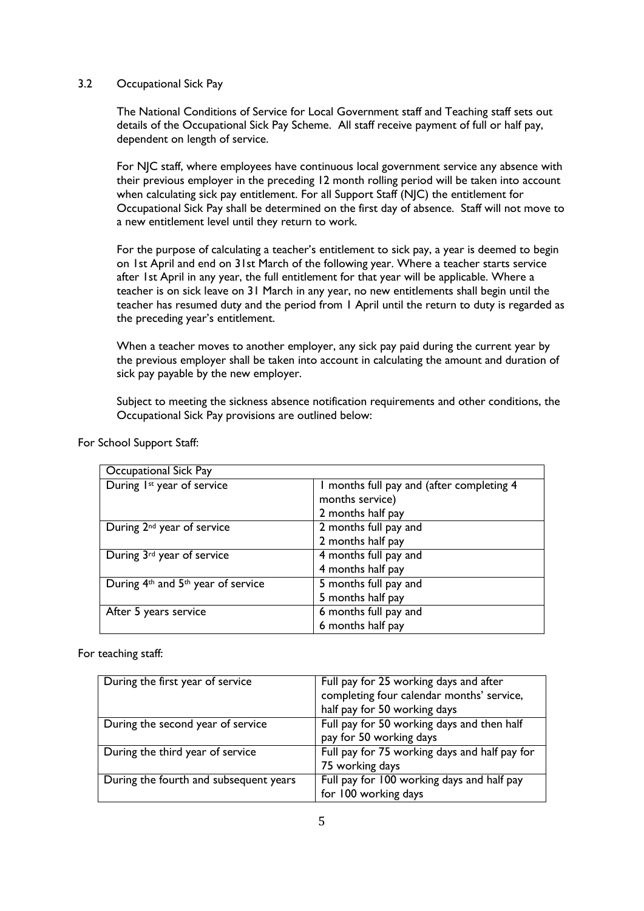### 3.2 Occupational Sick Pay

The National Conditions of Service for Local Government staff and Teaching staff sets out details of the Occupational Sick Pay Scheme. All staff receive payment of full or half pay, dependent on length of service.

For NJC staff, where employees have continuous local government service any absence with their previous employer in the preceding 12 month rolling period will be taken into account when calculating sick pay entitlement. For all Support Staff (NJC) the entitlement for Occupational Sick Pay shall be determined on the first day of absence. Staff will not move to a new entitlement level until they return to work.

For the purpose of calculating a teacher's entitlement to sick pay, a year is deemed to begin on 1st April and end on 31st March of the following year. Where a teacher starts service after 1st April in any year, the full entitlement for that year will be applicable. Where a teacher is on sick leave on 31 March in any year, no new entitlements shall begin until the teacher has resumed duty and the period from 1 April until the return to duty is regarded as the preceding year's entitlement.

When a teacher moves to another employer, any sick pay paid during the current year by the previous employer shall be taken into account in calculating the amount and duration of sick pay payable by the new employer.

Subject to meeting the sickness absence notification requirements and other conditions, the Occupational Sick Pay provisions are outlined below:

For School Support Staff:

| Occupational Sick Pay | |
|---|---|
| During 1st year of service | 1 months full pay and (after completing 4 months service) 2 months half pay |
| During 2nd year of service | 2 months full pay and 2 months half pay |
| During 3rd year of service | 4 months full pay and 4 months half pay |
| During 4th and 5th year of service | 5 months full pay and 5 months half pay |
| After 5 years service | 6 months full pay and 6 months half pay |

For teaching staff:

| | |
|---|---|
| During the first year of service | Full pay for 25 working days and after completing four calendar months' service, half pay for 50 working days |
| During the second year of service | Full pay for 50 working days and then half pay for 50 working days |
| During the third year of service | Full pay for 75 working days and half pay for 75 working days |
| During the fourth and subsequent years | Full pay for 100 working days and half pay for 100 working days |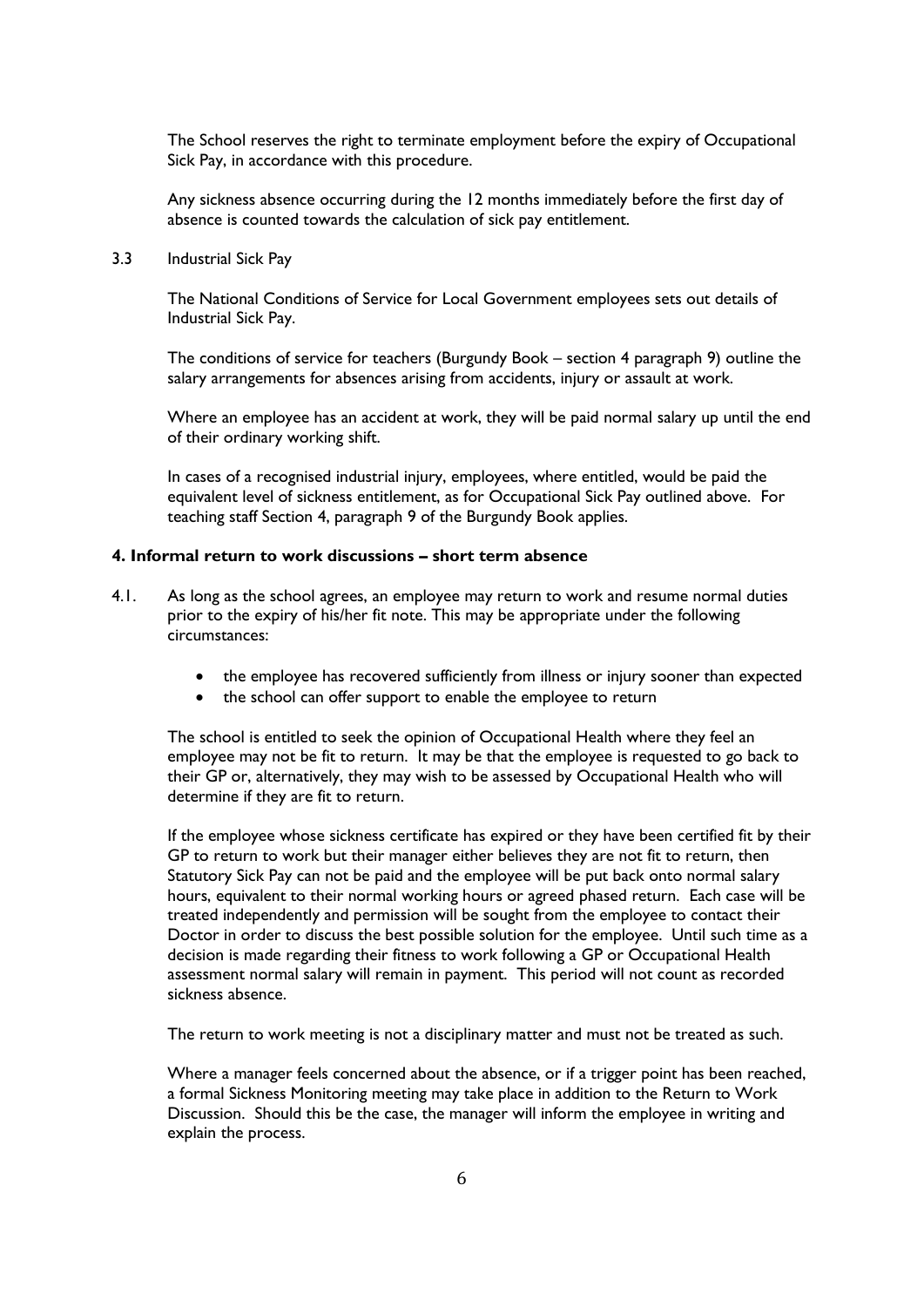The School reserves the right to terminate employment before the expiry of Occupational Sick Pay, in accordance with this procedure.

Any sickness absence occurring during the 12 months immediately before the first day of absence is counted towards the calculation of sick pay entitlement.

3.3 Industrial Sick Pay

The National Conditions of Service for Local Government employees sets out details of Industrial Sick Pay.

The conditions of service for teachers (Burgundy Book – section 4 paragraph 9) outline the salary arrangements for absences arising from accidents, injury or assault at work.

Where an employee has an accident at work, they will be paid normal salary up until the end of their ordinary working shift.

In cases of a recognised industrial injury, employees, where entitled, would be paid the equivalent level of sickness entitlement, as for Occupational Sick Pay outlined above. For teaching staff Section 4, paragraph 9 of the Burgundy Book applies.

## 4. Informal return to work discussions – short term absence

4.1. As long as the school agrees, an employee may return to work and resume normal duties prior to the expiry of his/her fit note. This may be appropriate under the following circumstances:

- the employee has recovered sufficiently from illness or injury sooner than expected
- the school can offer support to enable the employee to return

The school is entitled to seek the opinion of Occupational Health where they feel an employee may not be fit to return. It may be that the employee is requested to go back to their GP or, alternatively, they may wish to be assessed by Occupational Health who will determine if they are fit to return.

If the employee whose sickness certificate has expired or they have been certified fit by their GP to return to work but their manager either believes they are not fit to return, then Statutory Sick Pay can not be paid and the employee will be put back onto normal salary hours, equivalent to their normal working hours or agreed phased return. Each case will be treated independently and permission will be sought from the employee to contact their Doctor in order to discuss the best possible solution for the employee. Until such time as a decision is made regarding their fitness to work following a GP or Occupational Health assessment normal salary will remain in payment. This period will not count as recorded sickness absence.

The return to work meeting is not a disciplinary matter and must not be treated as such.

Where a manager feels concerned about the absence, or if a trigger point has been reached, a formal Sickness Monitoring meeting may take place in addition to the Return to Work Discussion. Should this be the case, the manager will inform the employee in writing and explain the process.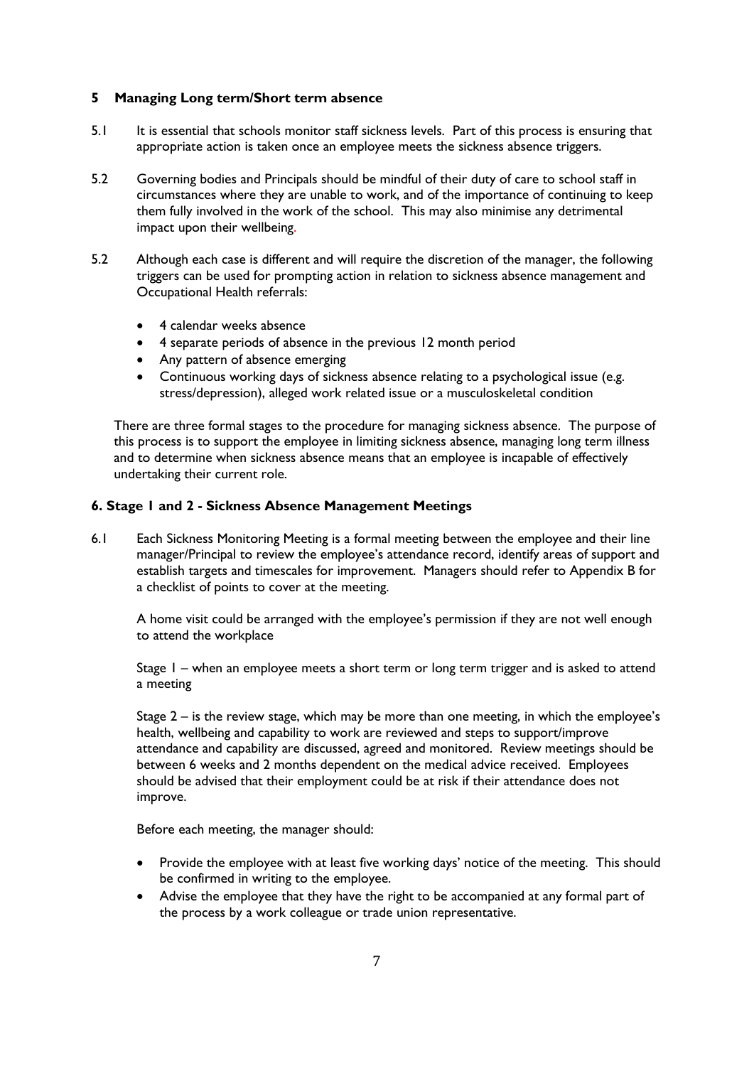## 5 Managing Long term/Short term absence

5.1 It is essential that schools monitor staff sickness levels. Part of this process is ensuring that appropriate action is taken once an employee meets the sickness absence triggers.

5.2 Governing bodies and Principals should be mindful of their duty of care to school staff in circumstances where they are unable to work, and of the importance of continuing to keep them fully involved in the work of the school. This may also minimise any detrimental impact upon their wellbeing.

5.2 Although each case is different and will require the discretion of the manager, the following triggers can be used for prompting action in relation to sickness absence management and Occupational Health referrals:

- 4 calendar weeks absence
- 4 separate periods of absence in the previous 12 month period
- Any pattern of absence emerging
- Continuous working days of sickness absence relating to a psychological issue (e.g. stress/depression), alleged work related issue or a musculoskeletal condition

There are three formal stages to the procedure for managing sickness absence. The purpose of this process is to support the employee in limiting sickness absence, managing long term illness and to determine when sickness absence means that an employee is incapable of effectively undertaking their current role.

## 6. Stage 1 and 2 - Sickness Absence Management Meetings

6.1 Each Sickness Monitoring Meeting is a formal meeting between the employee and their line manager/Principal to review the employee's attendance record, identify areas of support and establish targets and timescales for improvement. Managers should refer to Appendix B for a checklist of points to cover at the meeting.

A home visit could be arranged with the employee's permission if they are not well enough to attend the workplace

Stage 1 – when an employee meets a short term or long term trigger and is asked to attend a meeting

Stage 2 – is the review stage, which may be more than one meeting, in which the employee's health, wellbeing and capability to work are reviewed and steps to support/improve attendance and capability are discussed, agreed and monitored. Review meetings should be between 6 weeks and 2 months dependent on the medical advice received. Employees should be advised that their employment could be at risk if their attendance does not improve.

Before each meeting, the manager should:

- Provide the employee with at least five working days' notice of the meeting. This should be confirmed in writing to the employee.
- Advise the employee that they have the right to be accompanied at any formal part of the process by a work colleague or trade union representative.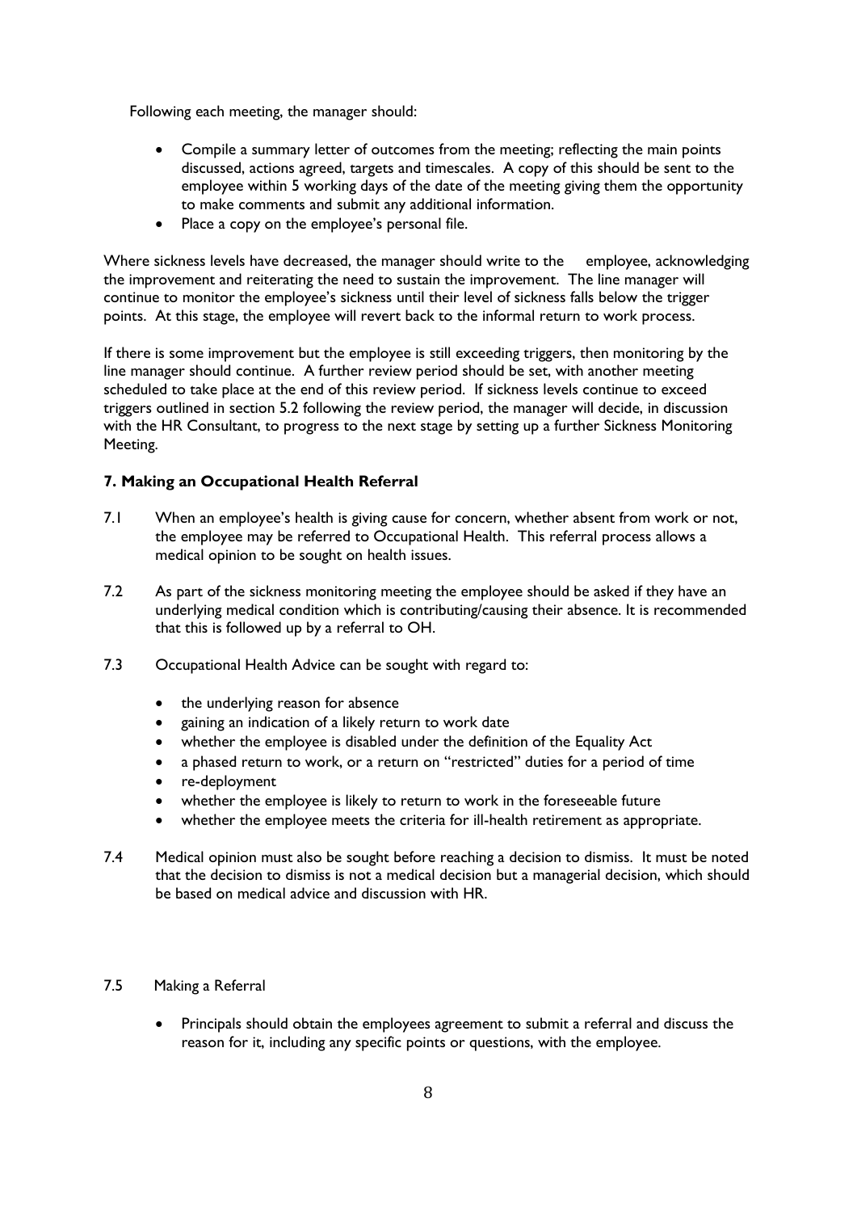Following each meeting, the manager should:

- Compile a summary letter of outcomes from the meeting; reflecting the main points discussed, actions agreed, targets and timescales. A copy of this should be sent to the employee within 5 working days of the date of the meeting giving them the opportunity to make comments and submit any additional information.
- Place a copy on the employee's personal file.

Where sickness levels have decreased, the manager should write to the employee, acknowledging the improvement and reiterating the need to sustain the improvement. The line manager will continue to monitor the employee's sickness until their level of sickness falls below the trigger points. At this stage, the employee will revert back to the informal return to work process.

If there is some improvement but the employee is still exceeding triggers, then monitoring by the line manager should continue. A further review period should be set, with another meeting scheduled to take place at the end of this review period. If sickness levels continue to exceed triggers outlined in section 5.2 following the review period, the manager will decide, in discussion with the HR Consultant, to progress to the next stage by setting up a further Sickness Monitoring Meeting.

### 7. Making an Occupational Health Referral

7.1 When an employee's health is giving cause for concern, whether absent from work or not, the employee may be referred to Occupational Health. This referral process allows a medical opinion to be sought on health issues.

7.2 As part of the sickness monitoring meeting the employee should be asked if they have an underlying medical condition which is contributing/causing their absence. It is recommended that this is followed up by a referral to OH.

7.3 Occupational Health Advice can be sought with regard to:

- the underlying reason for absence
- gaining an indication of a likely return to work date
- whether the employee is disabled under the definition of the Equality Act
- a phased return to work, or a return on "restricted" duties for a period of time
- re-deployment
- whether the employee is likely to return to work in the foreseeable future
- whether the employee meets the criteria for ill-health retirement as appropriate.

7.4 Medical opinion must also be sought before reaching a decision to dismiss. It must be noted that the decision to dismiss is not a medical decision but a managerial decision, which should be based on medical advice and discussion with HR.

7.5 Making a Referral

- Principals should obtain the employees agreement to submit a referral and discuss the reason for it, including any specific points or questions, with the employee.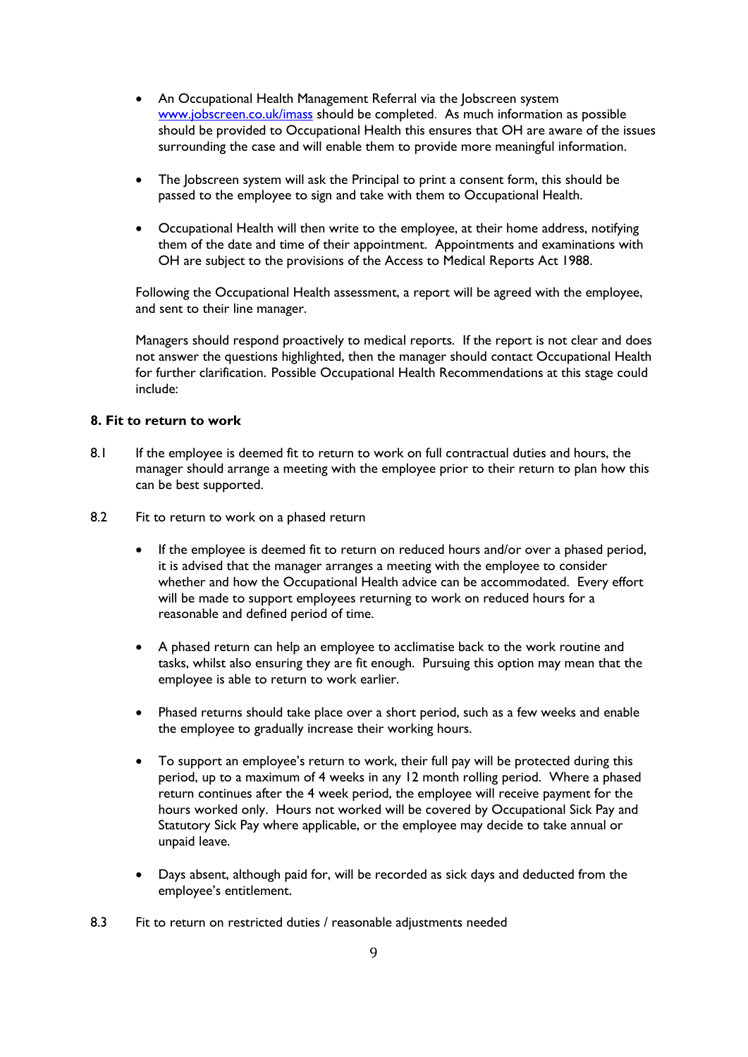- An Occupational Health Management Referral via the Jobscreen system [www.jobscreen.co.uk/imass](www.jobscreen.co.uk/imass) should be completed. As much information as possible should be provided to Occupational Health this ensures that OH are aware of the issues surrounding the case and will enable them to provide more meaningful information.

- The Jobscreen system will ask the Principal to print a consent form, this should be passed to the employee to sign and take with them to Occupational Health.

- Occupational Health will then write to the employee, at their home address, notifying them of the date and time of their appointment. Appointments and examinations with OH are subject to the provisions of the Access to Medical Reports Act 1988.

Following the Occupational Health assessment, a report will be agreed with the employee, and sent to their line manager.

Managers should respond proactively to medical reports. If the report is not clear and does not answer the questions highlighted, then the manager should contact Occupational Health for further clarification. Possible Occupational Health Recommendations at this stage could include:

**8. Fit to return to work**

8.1 If the employee is deemed fit to return to work on full contractual duties and hours, the manager should arrange a meeting with the employee prior to their return to plan how this can be best supported.

8.2 Fit to return to work on a phased return

- If the employee is deemed fit to return on reduced hours and/or over a phased period, it is advised that the manager arranges a meeting with the employee to consider whether and how the Occupational Health advice can be accommodated. Every effort will be made to support employees returning to work on reduced hours for a reasonable and defined period of time.

- A phased return can help an employee to acclimatise back to the work routine and tasks, whilst also ensuring they are fit enough. Pursuing this option may mean that the employee is able to return to work earlier.

- Phased returns should take place over a short period, such as a few weeks and enable the employee to gradually increase their working hours.

- To support an employee's return to work, their full pay will be protected during this period, up to a maximum of 4 weeks in any 12 month rolling period. Where a phased return continues after the 4 week period, the employee will receive payment for the hours worked only. Hours not worked will be covered by Occupational Sick Pay and Statutory Sick Pay where applicable, or the employee may decide to take annual or unpaid leave.

- Days absent, although paid for, will be recorded as sick days and deducted from the employee's entitlement.

8.3 Fit to return on restricted duties / reasonable adjustments needed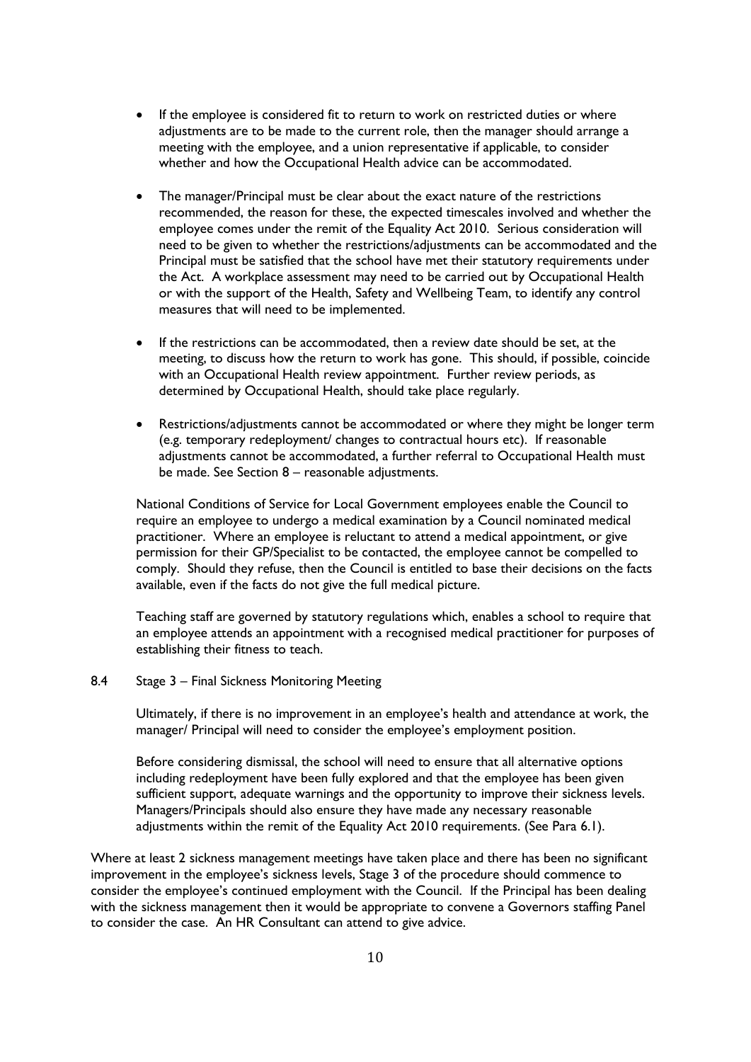- If the employee is considered fit to return to work on restricted duties or where adjustments are to be made to the current role, then the manager should arrange a meeting with the employee, and a union representative if applicable, to consider whether and how the Occupational Health advice can be accommodated.

- The manager/Principal must be clear about the exact nature of the restrictions recommended, the reason for these, the expected timescales involved and whether the employee comes under the remit of the Equality Act 2010. Serious consideration will need to be given to whether the restrictions/adjustments can be accommodated and the Principal must be satisfied that the school have met their statutory requirements under the Act. A workplace assessment may need to be carried out by Occupational Health or with the support of the Health, Safety and Wellbeing Team, to identify any control measures that will need to be implemented.

- If the restrictions can be accommodated, then a review date should be set, at the meeting, to discuss how the return to work has gone. This should, if possible, coincide with an Occupational Health review appointment. Further review periods, as determined by Occupational Health, should take place regularly.

- Restrictions/adjustments cannot be accommodated or where they might be longer term (e.g. temporary redeployment/ changes to contractual hours etc). If reasonable adjustments cannot be accommodated, a further referral to Occupational Health must be made. See Section 8 – reasonable adjustments.

National Conditions of Service for Local Government employees enable the Council to require an employee to undergo a medical examination by a Council nominated medical practitioner. Where an employee is reluctant to attend a medical appointment, or give permission for their GP/Specialist to be contacted, the employee cannot be compelled to comply. Should they refuse, then the Council is entitled to base their decisions on the facts available, even if the facts do not give the full medical picture.

Teaching staff are governed by statutory regulations which, enables a school to require that an employee attends an appointment with a recognised medical practitioner for purposes of establishing their fitness to teach.

### 8.4 Stage 3 – Final Sickness Monitoring Meeting

Ultimately, if there is no improvement in an employee's health and attendance at work, the manager/ Principal will need to consider the employee's employment position.

Before considering dismissal, the school will need to ensure that all alternative options including redeployment have been fully explored and that the employee has been given sufficient support, adequate warnings and the opportunity to improve their sickness levels. Managers/Principals should also ensure they have made any necessary reasonable adjustments within the remit of the Equality Act 2010 requirements. (See Para 6.1).

Where at least 2 sickness management meetings have taken place and there has been no significant improvement in the employee's sickness levels, Stage 3 of the procedure should commence to consider the employee's continued employment with the Council. If the Principal has been dealing with the sickness management then it would be appropriate to convene a Governors staffing Panel to consider the case. An HR Consultant can attend to give advice.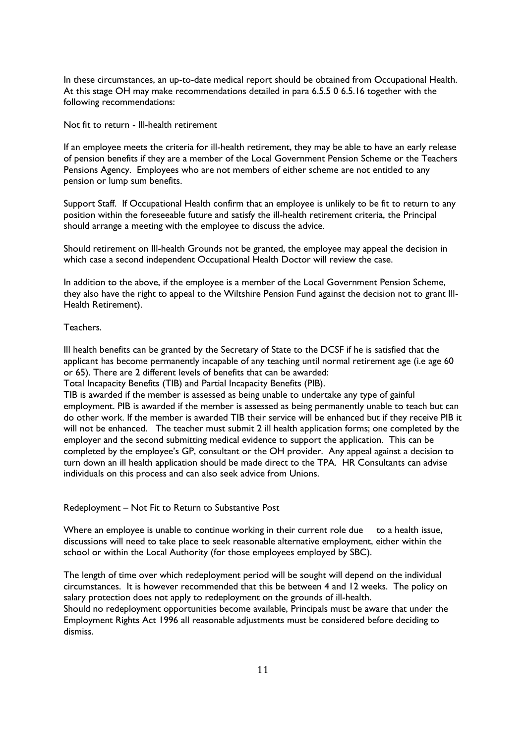In these circumstances, an up-to-date medical report should be obtained from Occupational Health. At this stage OH may make recommendations detailed in para 6.5.5 0 6.5.16 together with the following recommendations:

Not fit to return - Ill-health retirement

If an employee meets the criteria for ill-health retirement, they may be able to have an early release of pension benefits if they are a member of the Local Government Pension Scheme or the Teachers Pensions Agency. Employees who are not members of either scheme are not entitled to any pension or lump sum benefits.

Support Staff. If Occupational Health confirm that an employee is unlikely to be fit to return to any position within the foreseeable future and satisfy the ill-health retirement criteria, the Principal should arrange a meeting with the employee to discuss the advice.

Should retirement on Ill-health Grounds not be granted, the employee may appeal the decision in which case a second independent Occupational Health Doctor will review the case.

In addition to the above, if the employee is a member of the Local Government Pension Scheme, they also have the right to appeal to the Wiltshire Pension Fund against the decision not to grant Ill-Health Retirement).

Teachers.

Ill health benefits can be granted by the Secretary of State to the DCSF if he is satisfied that the applicant has become permanently incapable of any teaching until normal retirement age (i.e age 60 or 65). There are 2 different levels of benefits that can be awarded:
Total Incapacity Benefits (TIB) and Partial Incapacity Benefits (PIB).
TIB is awarded if the member is assessed as being unable to undertake any type of gainful employment. PIB is awarded if the member is assessed as being permanently unable to teach but can do other work. If the member is awarded TIB their service will be enhanced but if they receive PIB it will not be enhanced. The teacher must submit 2 ill health application forms; one completed by the employer and the second submitting medical evidence to support the application. This can be completed by the employee's GP, consultant or the OH provider. Any appeal against a decision to turn down an ill health application should be made direct to the TPA. HR Consultants can advise individuals on this process and can also seek advice from Unions.

Redeployment – Not Fit to Return to Substantive Post

Where an employee is unable to continue working in their current role due to a health issue, discussions will need to take place to seek reasonable alternative employment, either within the school or within the Local Authority (for those employees employed by SBC).

The length of time over which redeployment period will be sought will depend on the individual circumstances. It is however recommended that this be between 4 and 12 weeks. The policy on salary protection does not apply to redeployment on the grounds of ill-health.
Should no redeployment opportunities become available, Principals must be aware that under the Employment Rights Act 1996 all reasonable adjustments must be considered before deciding to dismiss.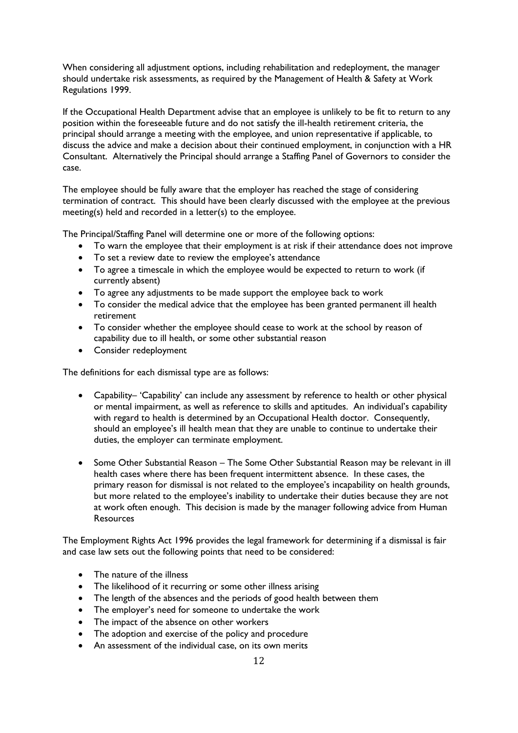When considering all adjustment options, including rehabilitation and redeployment, the manager should undertake risk assessments, as required by the Management of Health & Safety at Work Regulations 1999.

If the Occupational Health Department advise that an employee is unlikely to be fit to return to any position within the foreseeable future and do not satisfy the ill-health retirement criteria, the principal should arrange a meeting with the employee, and union representative if applicable, to discuss the advice and make a decision about their continued employment, in conjunction with a HR Consultant. Alternatively the Principal should arrange a Staffing Panel of Governors to consider the case.

The employee should be fully aware that the employer has reached the stage of considering termination of contract. This should have been clearly discussed with the employee at the previous meeting(s) held and recorded in a letter(s) to the employee.

The Principal/Staffing Panel will determine one or more of the following options:

- To warn the employee that their employment is at risk if their attendance does not improve
- To set a review date to review the employee's attendance
- To agree a timescale in which the employee would be expected to return to work (if currently absent)
- To agree any adjustments to be made support the employee back to work
- To consider the medical advice that the employee has been granted permanent ill health retirement
- To consider whether the employee should cease to work at the school by reason of capability due to ill health, or some other substantial reason
- Consider redeployment

The definitions for each dismissal type are as follows:

- Capability– 'Capability' can include any assessment by reference to health or other physical or mental impairment, as well as reference to skills and aptitudes. An individual's capability with regard to health is determined by an Occupational Health doctor. Consequently, should an employee's ill health mean that they are unable to continue to undertake their duties, the employer can terminate employment.

- Some Other Substantial Reason – The Some Other Substantial Reason may be relevant in ill health cases where there has been frequent intermittent absence. In these cases, the primary reason for dismissal is not related to the employee's incapability on health grounds, but more related to the employee's inability to undertake their duties because they are not at work often enough. This decision is made by the manager following advice from Human Resources

The Employment Rights Act 1996 provides the legal framework for determining if a dismissal is fair and case law sets out the following points that need to be considered:

- The nature of the illness
- The likelihood of it recurring or some other illness arising
- The length of the absences and the periods of good health between them
- The employer's need for someone to undertake the work
- The impact of the absence on other workers
- The adoption and exercise of the policy and procedure
- An assessment of the individual case, on its own merits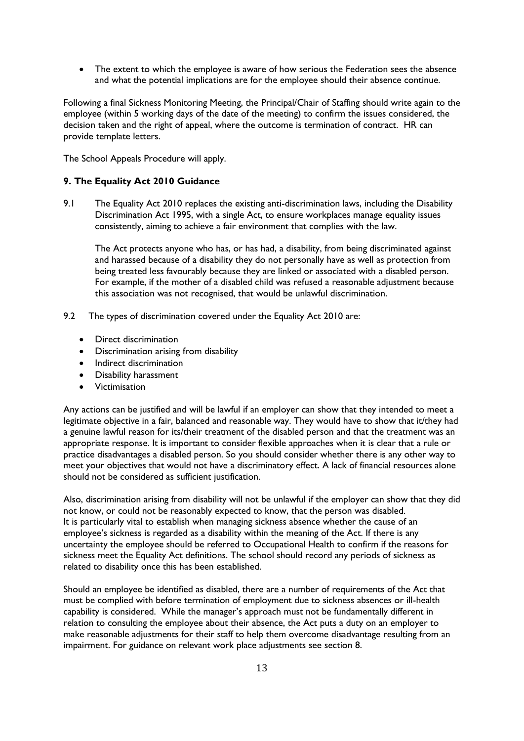- The extent to which the employee is aware of how serious the Federation sees the absence and what the potential implications are for the employee should their absence continue.

Following a final Sickness Monitoring Meeting, the Principal/Chair of Staffing should write again to the employee (within 5 working days of the date of the meeting) to confirm the issues considered, the decision taken and the right of appeal, where the outcome is termination of contract. HR can provide template letters.

The School Appeals Procedure will apply.

### 9. The Equality Act 2010 Guidance

9.1 The Equality Act 2010 replaces the existing anti-discrimination laws, including the Disability Discrimination Act 1995, with a single Act, to ensure workplaces manage equality issues consistently, aiming to achieve a fair environment that complies with the law.

The Act protects anyone who has, or has had, a disability, from being discriminated against and harassed because of a disability they do not personally have as well as protection from being treated less favourably because they are linked or associated with a disabled person. For example, if the mother of a disabled child was refused a reasonable adjustment because this association was not recognised, that would be unlawful discrimination.

9.2 The types of discrimination covered under the Equality Act 2010 are:

- Direct discrimination
- Discrimination arising from disability
- Indirect discrimination
- Disability harassment
- Victimisation

Any actions can be justified and will be lawful if an employer can show that they intended to meet a legitimate objective in a fair, balanced and reasonable way. They would have to show that it/they had a genuine lawful reason for its/their treatment of the disabled person and that the treatment was an appropriate response. It is important to consider flexible approaches when it is clear that a rule or practice disadvantages a disabled person. So you should consider whether there is any other way to meet your objectives that would not have a discriminatory effect. A lack of financial resources alone should not be considered as sufficient justification.

Also, discrimination arising from disability will not be unlawful if the employer can show that they did not know, or could not be reasonably expected to know, that the person was disabled. It is particularly vital to establish when managing sickness absence whether the cause of an employee's sickness is regarded as a disability within the meaning of the Act. If there is any uncertainty the employee should be referred to Occupational Health to confirm if the reasons for sickness meet the Equality Act definitions. The school should record any periods of sickness as related to disability once this has been established.

Should an employee be identified as disabled, there are a number of requirements of the Act that must be complied with before termination of employment due to sickness absences or ill-health capability is considered. While the manager's approach must not be fundamentally different in relation to consulting the employee about their absence, the Act puts a duty on an employer to make reasonable adjustments for their staff to help them overcome disadvantage resulting from an impairment. For guidance on relevant work place adjustments see section 8.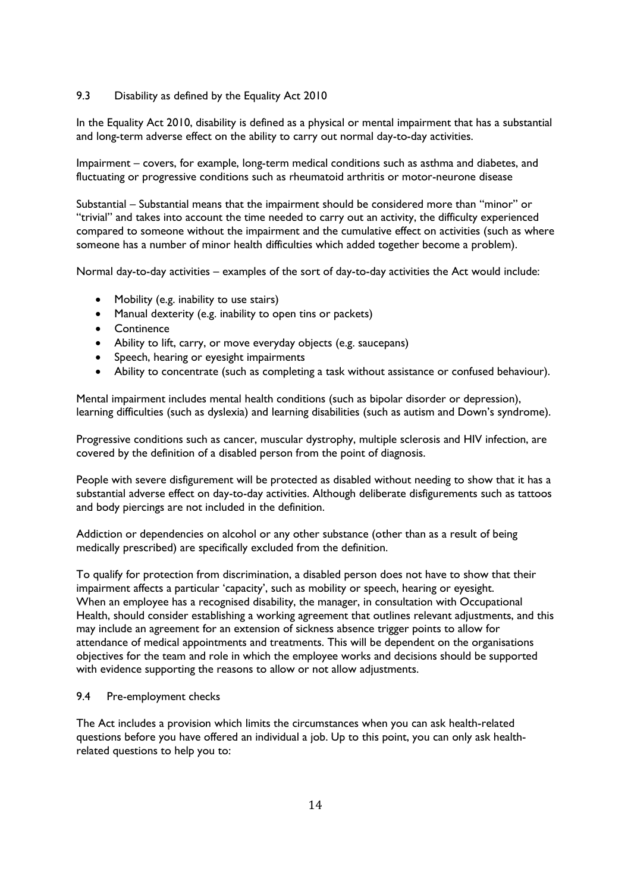### 9.3 Disability as defined by the Equality Act 2010

In the Equality Act 2010, disability is defined as a physical or mental impairment that has a substantial and long-term adverse effect on the ability to carry out normal day-to-day activities.

Impairment – covers, for example, long-term medical conditions such as asthma and diabetes, and fluctuating or progressive conditions such as rheumatoid arthritis or motor-neurone disease

Substantial – Substantial means that the impairment should be considered more than "minor" or "trivial" and takes into account the time needed to carry out an activity, the difficulty experienced compared to someone without the impairment and the cumulative effect on activities (such as where someone has a number of minor health difficulties which added together become a problem).

Normal day-to-day activities – examples of the sort of day-to-day activities the Act would include:

- Mobility (e.g. inability to use stairs)
- Manual dexterity (e.g. inability to open tins or packets)
- Continence
- Ability to lift, carry, or move everyday objects (e.g. saucepans)
- Speech, hearing or eyesight impairments
- Ability to concentrate (such as completing a task without assistance or confused behaviour).

Mental impairment includes mental health conditions (such as bipolar disorder or depression), learning difficulties (such as dyslexia) and learning disabilities (such as autism and Down's syndrome).

Progressive conditions such as cancer, muscular dystrophy, multiple sclerosis and HIV infection, are covered by the definition of a disabled person from the point of diagnosis.

People with severe disfigurement will be protected as disabled without needing to show that it has a substantial adverse effect on day-to-day activities. Although deliberate disfigurements such as tattoos and body piercings are not included in the definition.

Addiction or dependencies on alcohol or any other substance (other than as a result of being medically prescribed) are specifically excluded from the definition.

To qualify for protection from discrimination, a disabled person does not have to show that their impairment affects a particular 'capacity', such as mobility or speech, hearing or eyesight.
When an employee has a recognised disability, the manager, in consultation with Occupational Health, should consider establishing a working agreement that outlines relevant adjustments, and this may include an agreement for an extension of sickness absence trigger points to allow for attendance of medical appointments and treatments. This will be dependent on the organisations objectives for the team and role in which the employee works and decisions should be supported with evidence supporting the reasons to allow or not allow adjustments.

### 9.4 Pre-employment checks

The Act includes a provision which limits the circumstances when you can ask health-related questions before you have offered an individual a job. Up to this point, you can only ask health-related questions to help you to: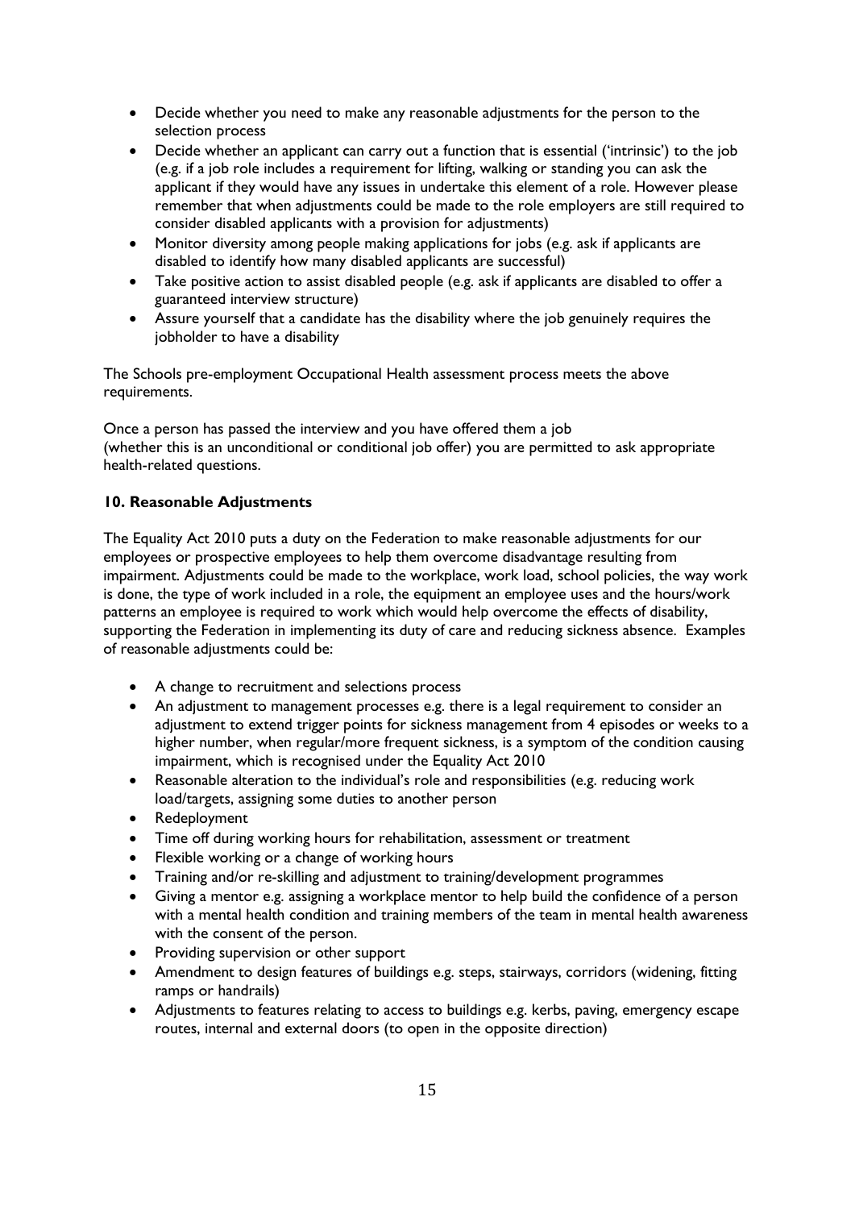- Decide whether you need to make any reasonable adjustments for the person to the selection process
- Decide whether an applicant can carry out a function that is essential ('intrinsic') to the job (e.g. if a job role includes a requirement for lifting, walking or standing you can ask the applicant if they would have any issues in undertake this element of a role. However please remember that when adjustments could be made to the role employers are still required to consider disabled applicants with a provision for adjustments)
- Monitor diversity among people making applications for jobs (e.g. ask if applicants are disabled to identify how many disabled applicants are successful)
- Take positive action to assist disabled people (e.g. ask if applicants are disabled to offer a guaranteed interview structure)
- Assure yourself that a candidate has the disability where the job genuinely requires the jobholder to have a disability

The Schools pre-employment Occupational Health assessment process meets the above requirements.

Once a person has passed the interview and you have offered them a job (whether this is an unconditional or conditional job offer) you are permitted to ask appropriate health-related questions.

## 10. Reasonable Adjustments

The Equality Act 2010 puts a duty on the Federation to make reasonable adjustments for our employees or prospective employees to help them overcome disadvantage resulting from impairment. Adjustments could be made to the workplace, work load, school policies, the way work is done, the type of work included in a role, the equipment an employee uses and the hours/work patterns an employee is required to work which would help overcome the effects of disability, supporting the Federation in implementing its duty of care and reducing sickness absence. Examples of reasonable adjustments could be:

- A change to recruitment and selections process
- An adjustment to management processes e.g. there is a legal requirement to consider an adjustment to extend trigger points for sickness management from 4 episodes or weeks to a higher number, when regular/more frequent sickness, is a symptom of the condition causing impairment, which is recognised under the Equality Act 2010
- Reasonable alteration to the individual's role and responsibilities (e.g. reducing work load/targets, assigning some duties to another person
- Redeployment
- Time off during working hours for rehabilitation, assessment or treatment
- Flexible working or a change of working hours
- Training and/or re-skilling and adjustment to training/development programmes
- Giving a mentor e.g. assigning a workplace mentor to help build the confidence of a person with a mental health condition and training members of the team in mental health awareness with the consent of the person.
- Providing supervision or other support
- Amendment to design features of buildings e.g. steps, stairways, corridors (widening, fitting ramps or handrails)
- Adjustments to features relating to access to buildings e.g. kerbs, paving, emergency escape routes, internal and external doors (to open in the opposite direction)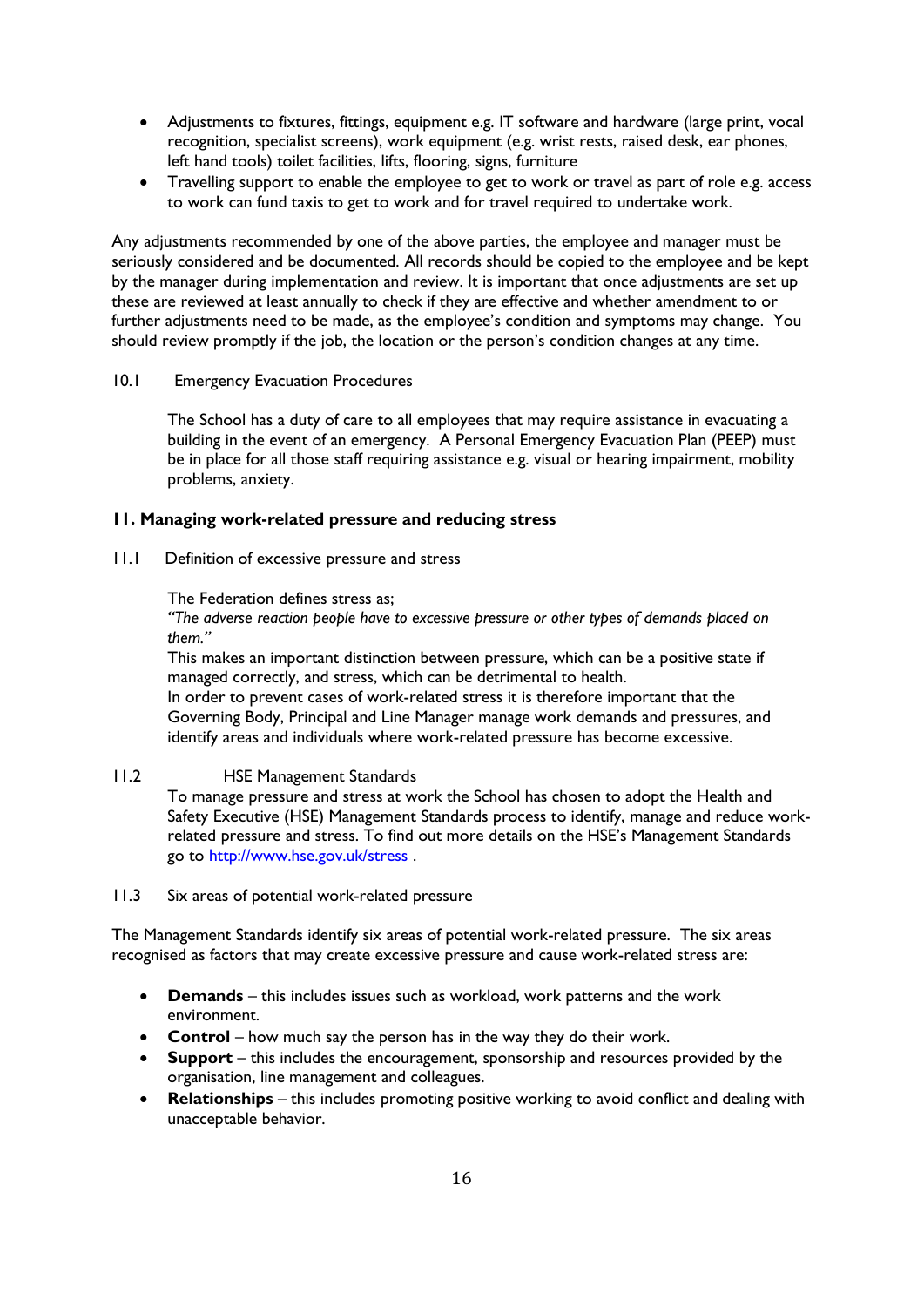- Adjustments to fixtures, fittings, equipment e.g. IT software and hardware (large print, vocal recognition, specialist screens), work equipment (e.g. wrist rests, raised desk, ear phones, left hand tools) toilet facilities, lifts, flooring, signs, furniture
- Travelling support to enable the employee to get to work or travel as part of role e.g. access to work can fund taxis to get to work and for travel required to undertake work.

Any adjustments recommended by one of the above parties, the employee and manager must be seriously considered and be documented. All records should be copied to the employee and be kept by the manager during implementation and review. It is important that once adjustments are set up these are reviewed at least annually to check if they are effective and whether amendment to or further adjustments need to be made, as the employee's condition and symptoms may change. You should review promptly if the job, the location or the person's condition changes at any time.

10.1 Emergency Evacuation Procedures

The School has a duty of care to all employees that may require assistance in evacuating a building in the event of an emergency. A Personal Emergency Evacuation Plan (PEEP) must be in place for all those staff requiring assistance e.g. visual or hearing impairment, mobility problems, anxiety.

## 11. Managing work-related pressure and reducing stress

11.1 Definition of excessive pressure and stress

The Federation defines stress as;

*"The adverse reaction people have to excessive pressure or other types of demands placed on them."*

This makes an important distinction between pressure, which can be a positive state if managed correctly, and stress, which can be detrimental to health.

In order to prevent cases of work-related stress it is therefore important that the Governing Body, Principal and Line Manager manage work demands and pressures, and identify areas and individuals where work-related pressure has become excessive.

11.2 HSE Management Standards

To manage pressure and stress at work the School has chosen to adopt the Health and Safety Executive (HSE) Management Standards process to identify, manage and reduce work-related pressure and stress. To find out more details on the HSE's Management Standards go to [http://www.hse.gov.uk/stress](http://www.hse.gov.uk/stress) .

11.3 Six areas of potential work-related pressure

The Management Standards identify six areas of potential work-related pressure. The six areas recognised as factors that may create excessive pressure and cause work-related stress are:

- **Demands** – this includes issues such as workload, work patterns and the work environment.
- **Control** – how much say the person has in the way they do their work.
- **Support** – this includes the encouragement, sponsorship and resources provided by the organisation, line management and colleagues.
- **Relationships** – this includes promoting positive working to avoid conflict and dealing with unacceptable behavior.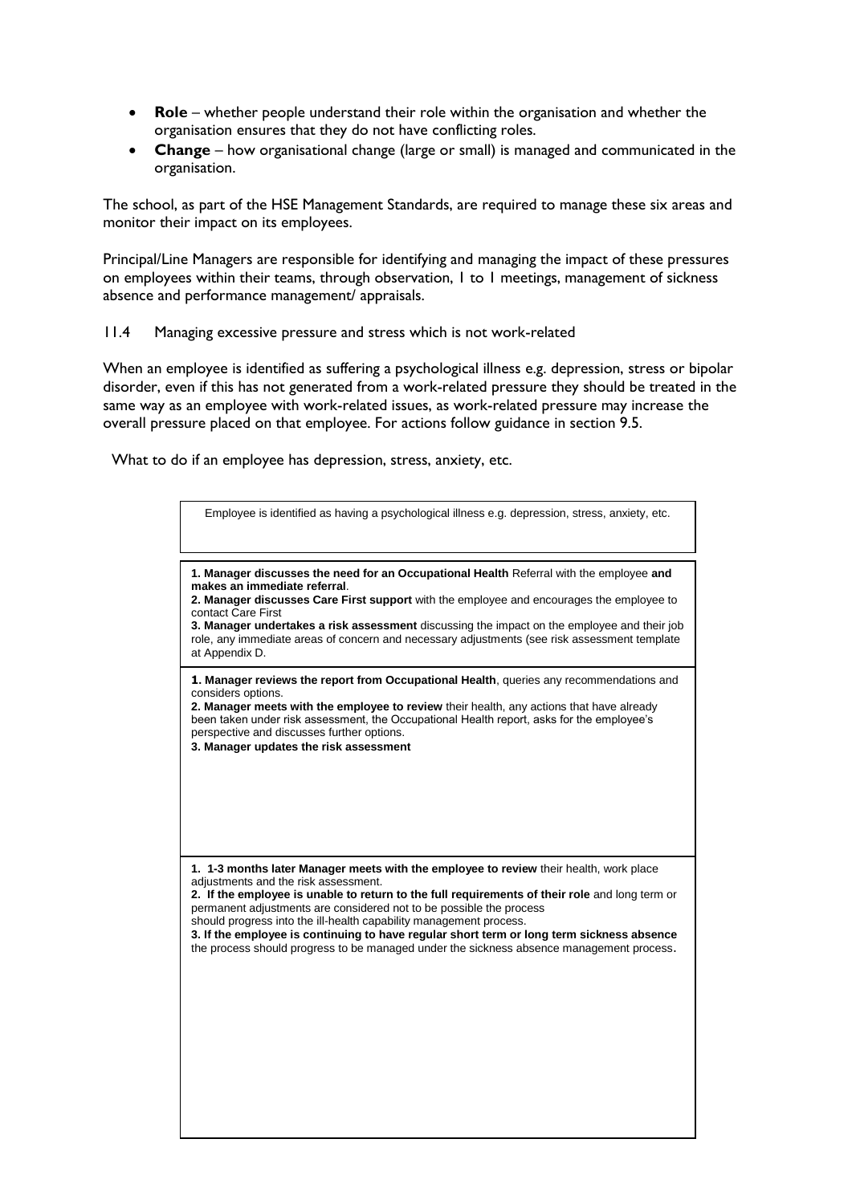- **Role** – whether people understand their role within the organisation and whether the organisation ensures that they do not have conflicting roles.
- **Change** – how organisational change (large or small) is managed and communicated in the organisation.

The school, as part of the HSE Management Standards, are required to manage these six areas and monitor their impact on its employees.

Principal/Line Managers are responsible for identifying and managing the impact of these pressures on employees within their teams, through observation, 1 to 1 meetings, management of sickness absence and performance management/ appraisals.

11.4 Managing excessive pressure and stress which is not work-related

When an employee is identified as suffering a psychological illness e.g. depression, stress or bipolar disorder, even if this has not generated from a work-related pressure they should be treated in the same way as an employee with work-related issues, as work-related pressure may increase the overall pressure placed on that employee. For actions follow guidance in section 9.5.

What to do if an employee has depression, stress, anxiety, etc.

| Employee is identified as having a psychological illness e.g. depression, stress, anxiety, etc. |
|---|
| **1. Manager discusses the need for an Occupational Health** Referral with the employee **and makes an immediate referral**.<br>**2. Manager discusses Care First support** with the employee and encourages the employee to contact Care First<br>**3. Manager undertakes a risk assessment** discussing the impact on the employee and their job role, any immediate areas of concern and necessary adjustments (see risk assessment template at Appendix D. |
| **1. Manager reviews the report from Occupational Health**, queries any recommendations and considers options.<br>**2. Manager meets with the employee to review** their health, any actions that have already been taken under risk assessment, the Occupational Health report, asks for the employee's perspective and discusses further options.<br>**3. Manager updates the risk assessment** |
| **1. 1-3 months later Manager meets with the employee to review** their health, work place adjustments and the risk assessment.<br>**2. If the employee is unable to return to the full requirements of their role** and long term or permanent adjustments are considered not to be possible the process should progress into the ill-health capability management process.<br>**3. If the employee is continuing to have regular short term or long term sickness absence** the process should progress to be managed under the sickness absence management process. |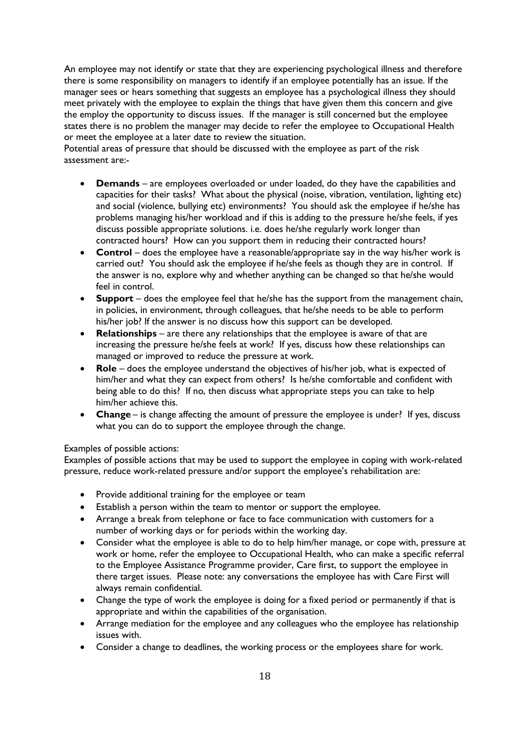An employee may not identify or state that they are experiencing psychological illness and therefore there is some responsibility on managers to identify if an employee potentially has an issue. If the manager sees or hears something that suggests an employee has a psychological illness they should meet privately with the employee to explain the things that have given them this concern and give the employ the opportunity to discuss issues. If the manager is still concerned but the employee states there is no problem the manager may decide to refer the employee to Occupational Health or meet the employee at a later date to review the situation.
Potential areas of pressure that should be discussed with the employee as part of the risk assessment are:-

- **Demands** – are employees overloaded or under loaded, do they have the capabilities and capacities for their tasks? What about the physical (noise, vibration, ventilation, lighting etc) and social (violence, bullying etc) environments? You should ask the employee if he/she has problems managing his/her workload and if this is adding to the pressure he/she feels, if yes discuss possible appropriate solutions. i.e. does he/she regularly work longer than contracted hours? How can you support them in reducing their contracted hours?
- **Control** – does the employee have a reasonable/appropriate say in the way his/her work is carried out? You should ask the employee if he/she feels as though they are in control. If the answer is no, explore why and whether anything can be changed so that he/she would feel in control.
- **Support** – does the employee feel that he/she has the support from the management chain, in policies, in environment, through colleagues, that he/she needs to be able to perform his/her job? If the answer is no discuss how this support can be developed.
- **Relationships** – are there any relationships that the employee is aware of that are increasing the pressure he/she feels at work? If yes, discuss how these relationships can managed or improved to reduce the pressure at work.
- **Role** – does the employee understand the objectives of his/her job, what is expected of him/her and what they can expect from others? Is he/she comfortable and confident with being able to do this? If no, then discuss what appropriate steps you can take to help him/her achieve this.
- **Change** – is change affecting the amount of pressure the employee is under? If yes, discuss what you can do to support the employee through the change.

Examples of possible actions:
Examples of possible actions that may be used to support the employee in coping with work-related pressure, reduce work-related pressure and/or support the employee's rehabilitation are:

- Provide additional training for the employee or team
- Establish a person within the team to mentor or support the employee.
- Arrange a break from telephone or face to face communication with customers for a number of working days or for periods within the working day.
- Consider what the employee is able to do to help him/her manage, or cope with, pressure at work or home, refer the employee to Occupational Health, who can make a specific referral to the Employee Assistance Programme provider, Care first, to support the employee in there target issues. Please note: any conversations the employee has with Care First will always remain confidential.
- Change the type of work the employee is doing for a fixed period or permanently if that is appropriate and within the capabilities of the organisation.
- Arrange mediation for the employee and any colleagues who the employee has relationship issues with.
- Consider a change to deadlines, the working process or the employees share for work.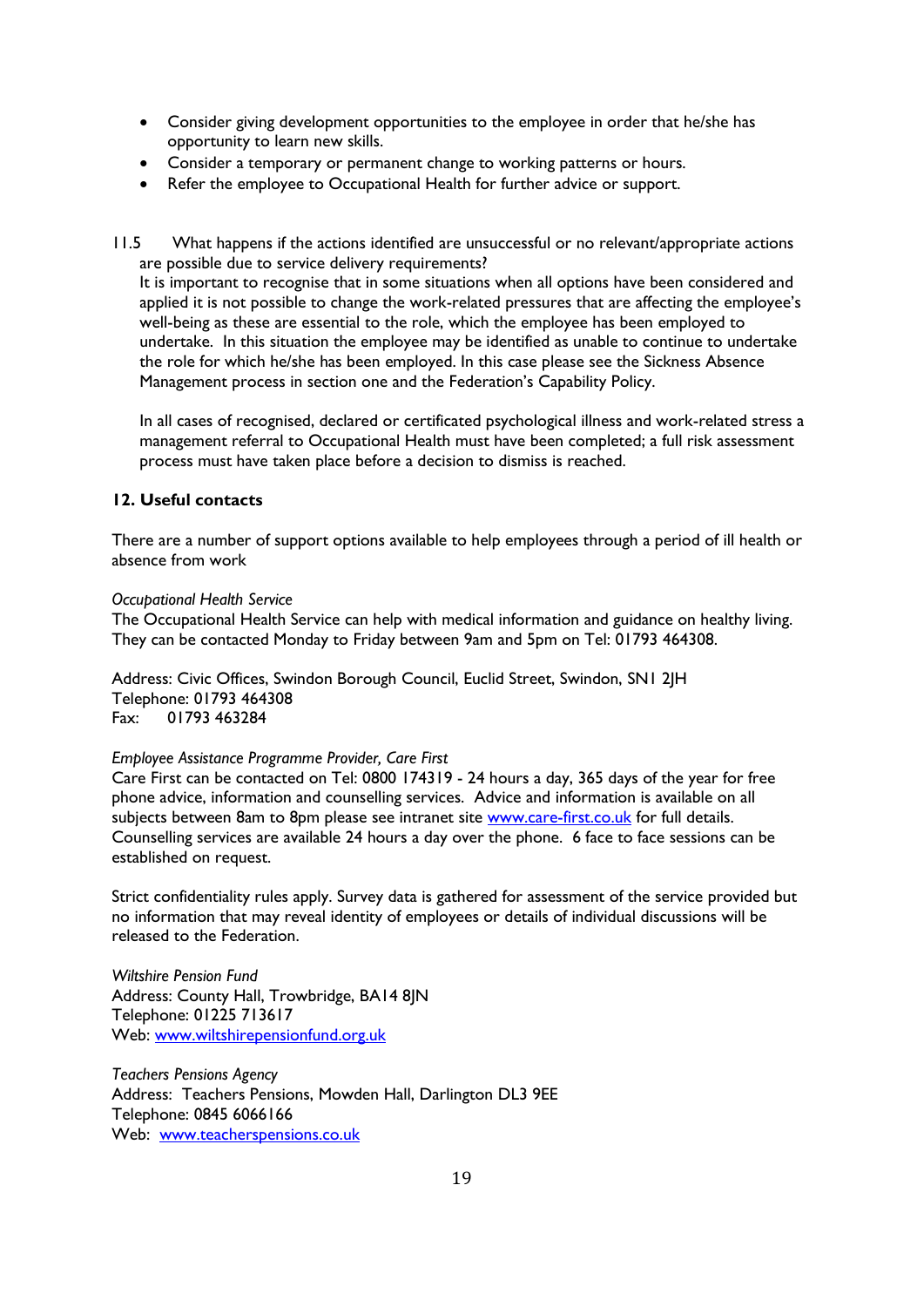- Consider giving development opportunities to the employee in order that he/she has opportunity to learn new skills.
- Consider a temporary or permanent change to working patterns or hours.
- Refer the employee to Occupational Health for further advice or support.

11.5 What happens if the actions identified are unsuccessful or no relevant/appropriate actions are possible due to service delivery requirements?

It is important to recognise that in some situations when all options have been considered and applied it is not possible to change the work-related pressures that are affecting the employee's well-being as these are essential to the role, which the employee has been employed to undertake. In this situation the employee may be identified as unable to continue to undertake the role for which he/she has been employed. In this case please see the Sickness Absence Management process in section one and the Federation's Capability Policy.

In all cases of recognised, declared or certificated psychological illness and work-related stress a management referral to Occupational Health must have been completed; a full risk assessment process must have taken place before a decision to dismiss is reached.

## 12. Useful contacts

There are a number of support options available to help employees through a period of ill health or absence from work

*Occupational Health Service*

The Occupational Health Service can help with medical information and guidance on healthy living. They can be contacted Monday to Friday between 9am and 5pm on Tel: 01793 464308.

Address: Civic Offices, Swindon Borough Council, Euclid Street, Swindon, SN1 2JH
Telephone: 01793 464308
Fax: 01793 463284

*Employee Assistance Programme Provider, Care First*

Care First can be contacted on Tel: 0800 174319 - 24 hours a day, 365 days of the year for free phone advice, information and counselling services. Advice and information is available on all subjects between 8am to 8pm please see intranet site www.care-first.co.uk for full details. Counselling services are available 24 hours a day over the phone. 6 face to face sessions can be established on request.

Strict confidentiality rules apply. Survey data is gathered for assessment of the service provided but no information that may reveal identity of employees or details of individual discussions will be released to the Federation.

*Wiltshire Pension Fund*

Address: County Hall, Trowbridge, BA14 8JN
Telephone: 01225 713617
Web: www.wiltshirepensionfund.org.uk

*Teachers Pensions Agency*

Address: Teachers Pensions, Mowden Hall, Darlington DL3 9EE
Telephone: 0845 6066166
Web: www.teacherspensions.co.uk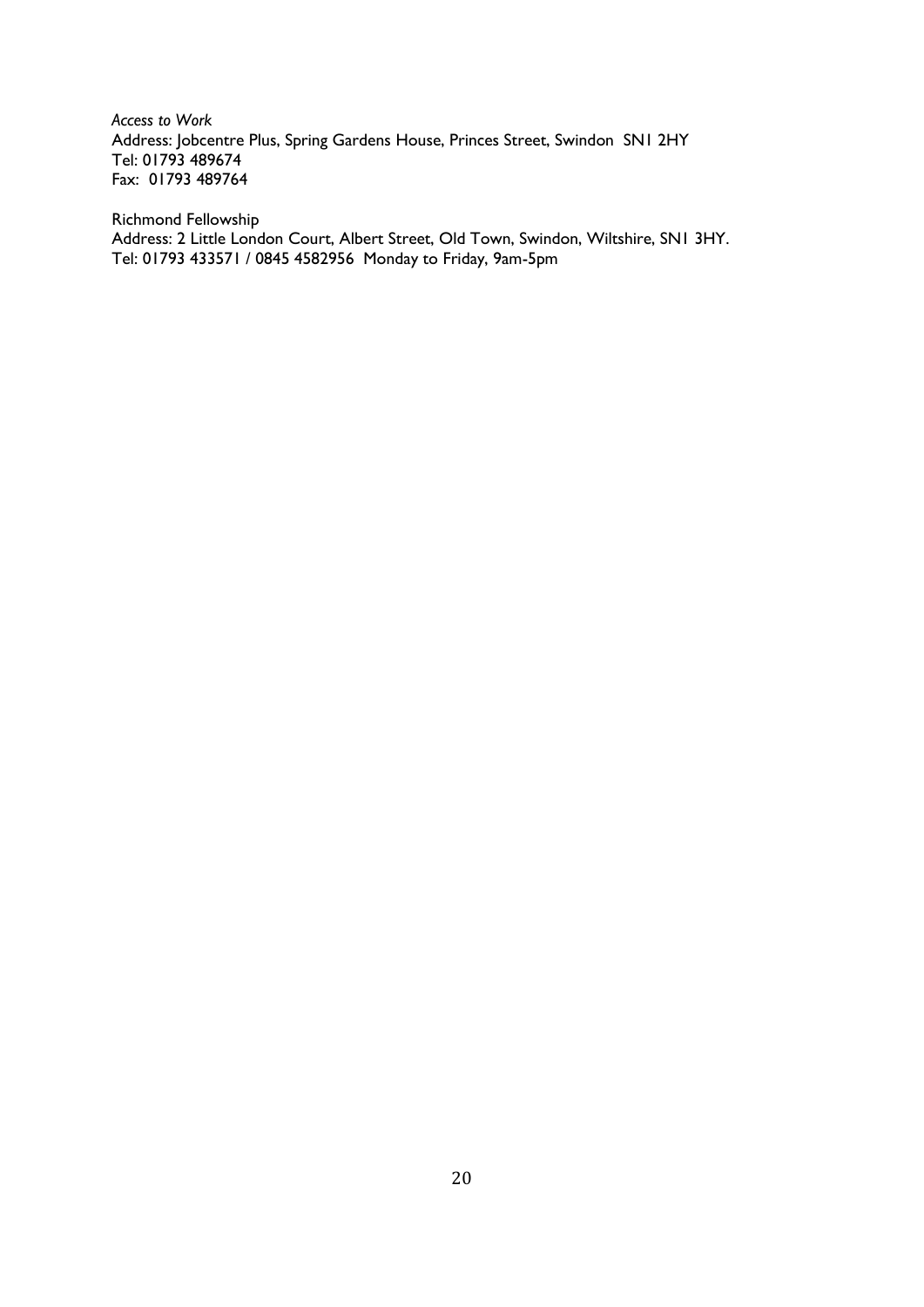*Access to Work*
Address: Jobcentre Plus, Spring Gardens House, Princes Street, Swindon SN1 2HY
Tel: 01793 489674
Fax: 01793 489764

Richmond Fellowship
Address: 2 Little London Court, Albert Street, Old Town, Swindon, Wiltshire, SN1 3HY.
Tel: 01793 433571 / 0845 4582956 Monday to Friday, 9am-5pm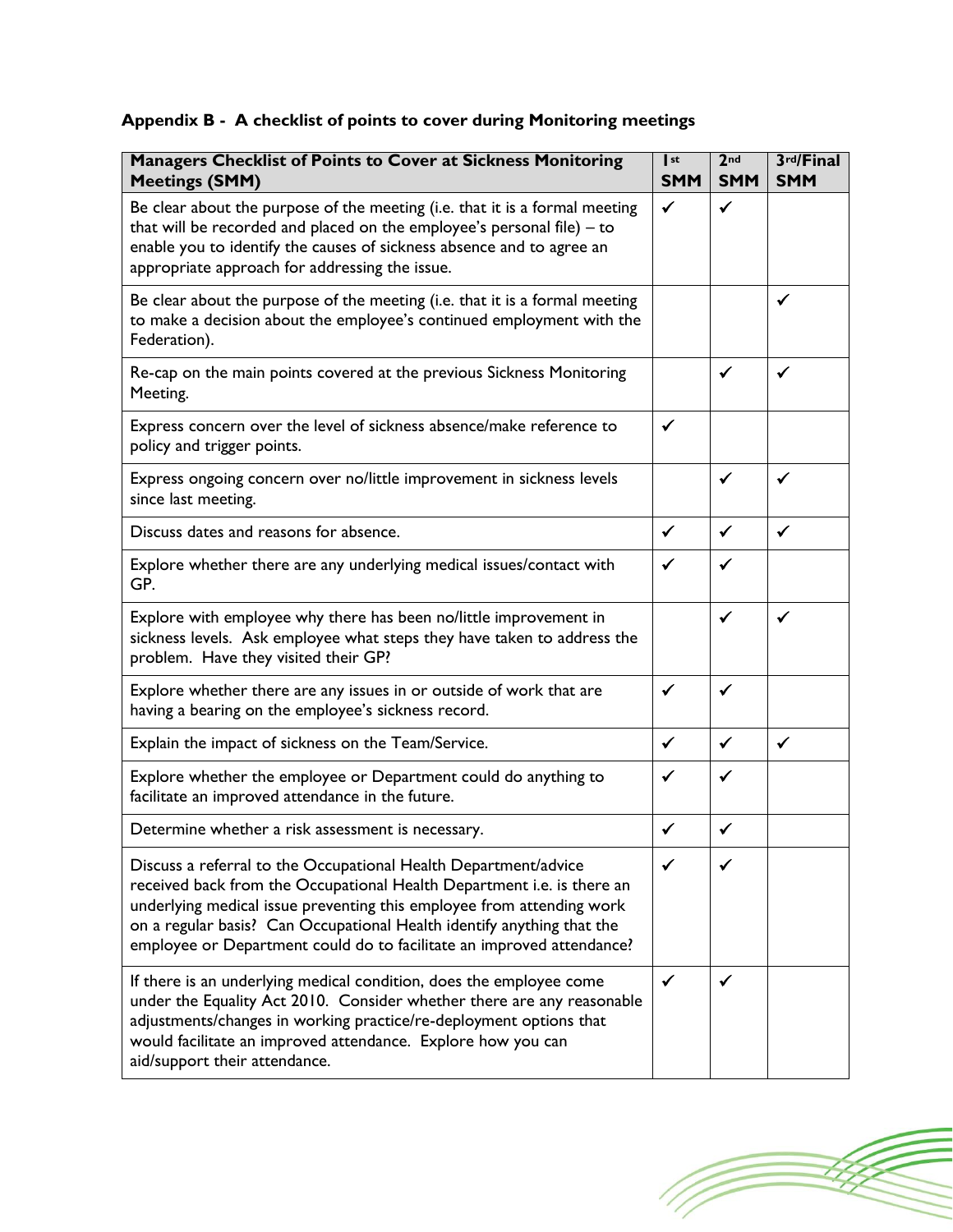**Appendix B - A checklist of points to cover during Monitoring meetings**

| Managers Checklist of Points to Cover at Sickness Monitoring Meetings (SMM) | 1st SMM | 2nd SMM | 3rd/Final SMM |
|---|---|---|---|
| Be clear about the purpose of the meeting (i.e. that it is a formal meeting that will be recorded and placed on the employee's personal file) – to enable you to identify the causes of sickness absence and to agree an appropriate approach for addressing the issue. | ✓ | ✓ | |
| Be clear about the purpose of the meeting (i.e. that it is a formal meeting to make a decision about the employee's continued employment with the Federation). | | | ✓ |
| Re-cap on the main points covered at the previous Sickness Monitoring Meeting. | | ✓ | ✓ |
| Express concern over the level of sickness absence/make reference to policy and trigger points. | ✓ | | |
| Express ongoing concern over no/little improvement in sickness levels since last meeting. | | ✓ | ✓ |
| Discuss dates and reasons for absence. | ✓ | ✓ | ✓ |
| Explore whether there are any underlying medical issues/contact with GP. | ✓ | ✓ | |
| Explore with employee why there has been no/little improvement in sickness levels. Ask employee what steps they have taken to address the problem. Have they visited their GP? | | ✓ | ✓ |
| Explore whether there are any issues in or outside of work that are having a bearing on the employee's sickness record. | ✓ | ✓ | |
| Explain the impact of sickness on the Team/Service. | ✓ | ✓ | ✓ |
| Explore whether the employee or Department could do anything to facilitate an improved attendance in the future. | ✓ | ✓ | |
| Determine whether a risk assessment is necessary. | ✓ | ✓ | |
| Discuss a referral to the Occupational Health Department/advice received back from the Occupational Health Department i.e. is there an underlying medical issue preventing this employee from attending work on a regular basis? Can Occupational Health identify anything that the employee or Department could do to facilitate an improved attendance? | ✓ | ✓ | |
| If there is an underlying medical condition, does the employee come under the Equality Act 2010. Consider whether there are any reasonable adjustments/changes in working practice/re-deployment options that would facilitate an improved attendance. Explore how you can aid/support their attendance. | ✓ | ✓ | |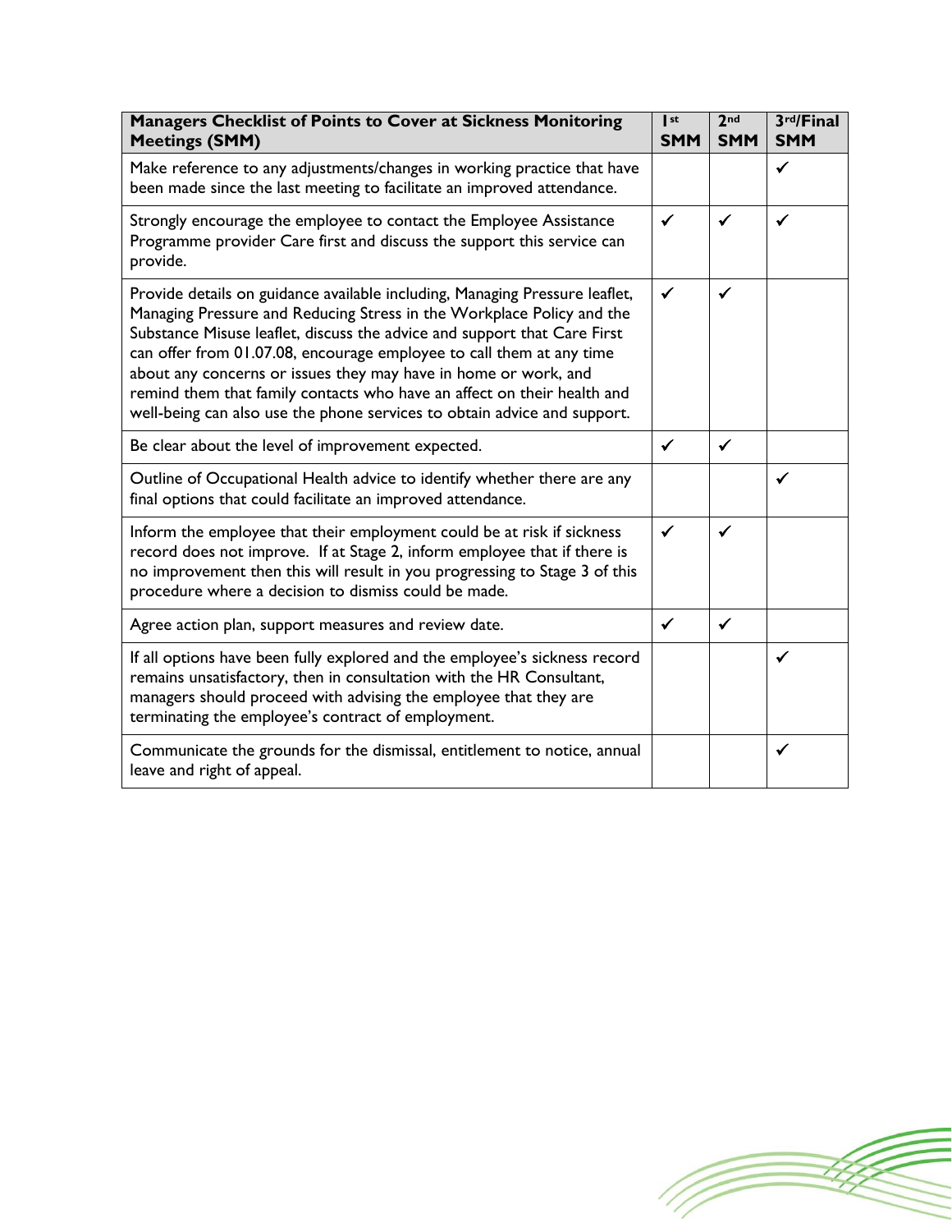| Managers Checklist of Points to Cover at Sickness Monitoring Meetings (SMM) | 1st SMM | 2nd SMM | 3rd/Final SMM |
|---|---|---|---|
| Make reference to any adjustments/changes in working practice that have been made since the last meeting to facilitate an improved attendance. | | | ✓ |
| Strongly encourage the employee to contact the Employee Assistance Programme provider Care first and discuss the support this service can provide. | ✓ | ✓ | ✓ |
| Provide details on guidance available including, Managing Pressure leaflet, Managing Pressure and Reducing Stress in the Workplace Policy and the Substance Misuse leaflet, discuss the advice and support that Care First can offer from 01.07.08, encourage employee to call them at any time about any concerns or issues they may have in home or work, and remind them that family contacts who have an affect on their health and well-being can also use the phone services to obtain advice and support. | ✓ | ✓ | |
| Be clear about the level of improvement expected. | ✓ | ✓ | |
| Outline of Occupational Health advice to identify whether there are any final options that could facilitate an improved attendance. | | | ✓ |
| Inform the employee that their employment could be at risk if sickness record does not improve. If at Stage 2, inform employee that if there is no improvement then this will result in you progressing to Stage 3 of this procedure where a decision to dismiss could be made. | ✓ | ✓ | |
| Agree action plan, support measures and review date. | ✓ | ✓ | |
| If all options have been fully explored and the employee's sickness record remains unsatisfactory, then in consultation with the HR Consultant, managers should proceed with advising the employee that they are terminating the employee's contract of employment. | | | ✓ |
| Communicate the grounds for the dismissal, entitlement to notice, annual leave and right of appeal. | | | ✓ |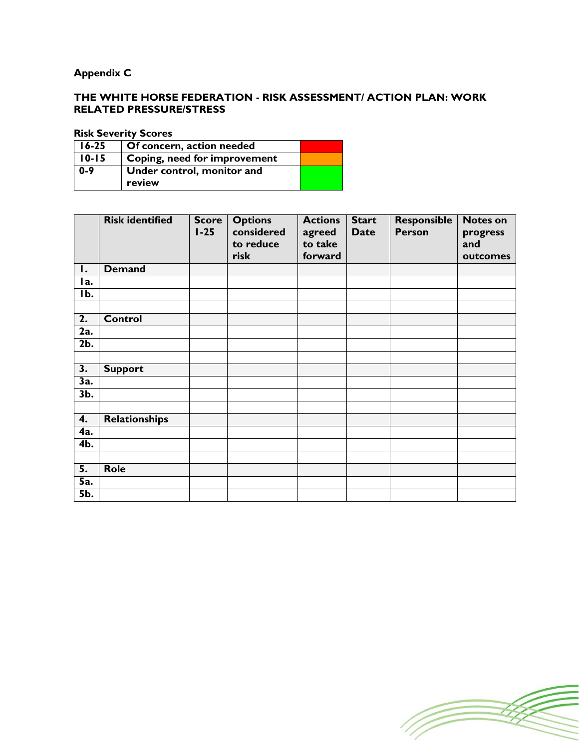**Appendix C**

**THE WHITE HORSE FEDERATION - RISK ASSESSMENT/ ACTION PLAN: WORK RELATED PRESSURE/STRESS**

**Risk Severity Scores**

| | | |
|---|---|---|
| **16-25** | **Of concern, action needed** | |
| **10-15** | **Coping, need for improvement** | |
| **0-9** | **Under control, monitor and review** | |

| | Risk identified | Score 1-25 | Options considered to reduce risk | Actions agreed to take forward | Start Date | Responsible Person | Notes on progress and outcomes |
|---|---|---|---|---|---|---|---|
| **1.** | **Demand** | | | | | | |
| **1a.** | | | | | | | |
| **1b.** | | | | | | | |
| | | | | | | | |
| **2.** | **Control** | | | | | | |
| **2a.** | | | | | | | |
| **2b.** | | | | | | | |
| | | | | | | | |
| **3.** | **Support** | | | | | | |
| **3a.** | | | | | | | |
| **3b.** | | | | | | | |
| | | | | | | | |
| **4.** | **Relationships** | | | | | | |
| **4a.** | | | | | | | |
| **4b.** | | | | | | | |
| | | | | | | | |
| **5.** | **Role** | | | | | | |
| **5a.** | | | | | | | |
| **5b.** | | | | | | | |